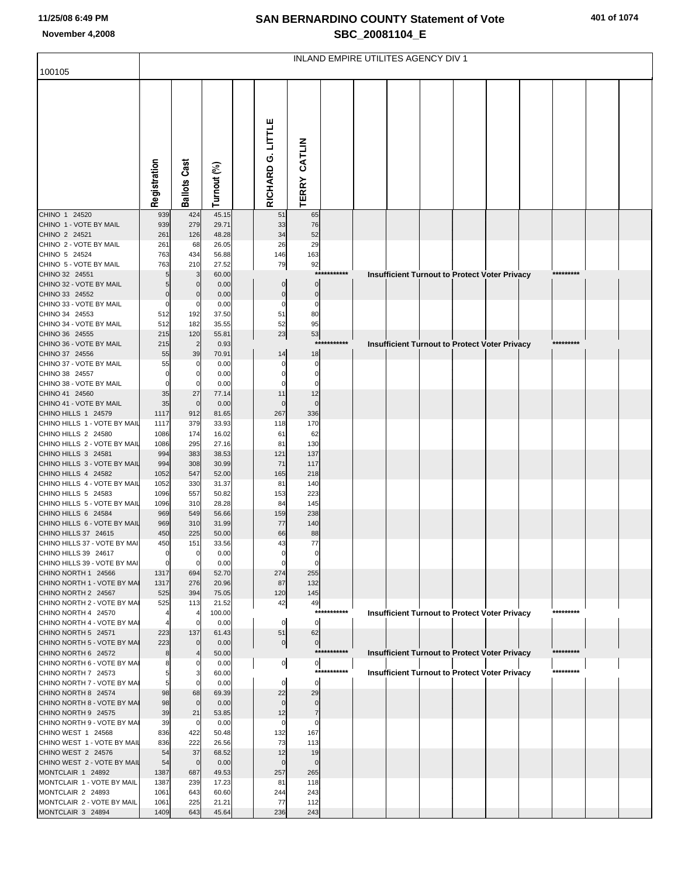# SAN BERNARDINO COUNTY Statement of Vote

## SBC_20081104_E

November 4,2008

100105

INLAND EMPIRE UTILITES AGENCY DIV 1

| | Registration | Ballots Cast | Turnout (%) | RICHARD G. LITTLE | TERRY CATLIN |
|---|---|---|---|---|---|
| CHINO 1 24520 | 939 | 424 | 45.15 | 51 | 65 |
| CHINO 1 - VOTE BY MAIL | 939 | 279 | 29.71 | 33 | 76 |
| CHINO 2 24521 | 261 | 126 | 48.28 | 34 | 52 |
| CHINO 2 - VOTE BY MAIL | 261 | 68 | 26.05 | 26 | 29 |
| CHINO 5 24524 | 763 | 434 | 56.88 | 146 | 163 |
| CHINO 5 - VOTE BY MAIL | 763 | 210 | 27.52 | 79 | 92 |
| CHINO 32 24551 | 5 | 3 | 60.00 | *********** Insufficient Turnout to Protect Voter Privacy ********* | |
| CHINO 32 - VOTE BY MAIL | 5 | 0 | 0.00 | 0 | 0 |
| CHINO 33 24552 | 0 | 0 | 0.00 | 0 | 0 |
| CHINO 33 - VOTE BY MAIL | 0 | 0 | 0.00 | 0 | 0 |
| CHINO 34 24553 | 512 | 192 | 37.50 | 51 | 80 |
| CHINO 34 - VOTE BY MAIL | 512 | 182 | 35.55 | 52 | 95 |
| CHINO 36 24555 | 215 | 120 | 55.81 | 23 | 53 |
| CHINO 36 - VOTE BY MAIL | 215 | 2 | 0.93 | *********** Insufficient Turnout to Protect Voter Privacy ********* | |
| CHINO 37 24556 | 55 | 39 | 70.91 | 14 | 18 |
| CHINO 37 - VOTE BY MAIL | 55 | 0 | 0.00 | 0 | 0 |
| CHINO 38 24557 | 0 | 0 | 0.00 | 0 | 0 |
| CHINO 38 - VOTE BY MAIL | 0 | 0 | 0.00 | 0 | 0 |
| CHINO 41 24560 | 35 | 27 | 77.14 | 11 | 12 |
| CHINO 41 - VOTE BY MAIL | 35 | 0 | 0.00 | 0 | 0 |
| CHINO HILLS 1 24579 | 1117 | 912 | 81.65 | 267 | 336 |
| CHINO HILLS 1 - VOTE BY MAIL | 1117 | 379 | 33.93 | 118 | 170 |
| CHINO HILLS 2 24580 | 1086 | 174 | 16.02 | 61 | 62 |
| CHINO HILLS 2 - VOTE BY MAIL | 1086 | 295 | 27.16 | 81 | 130 |
| CHINO HILLS 3 24581 | 994 | 383 | 38.53 | 121 | 137 |
| CHINO HILLS 3 - VOTE BY MAIL | 994 | 308 | 30.99 | 71 | 117 |
| CHINO HILLS 4 24582 | 1052 | 547 | 52.00 | 165 | 218 |
| CHINO HILLS 4 - VOTE BY MAIL | 1052 | 330 | 31.37 | 81 | 140 |
| CHINO HILLS 5 24583 | 1096 | 557 | 50.82 | 153 | 223 |
| CHINO HILLS 5 - VOTE BY MAIL | 1096 | 310 | 28.28 | 84 | 145 |
| CHINO HILLS 6 24584 | 969 | 549 | 56.66 | 159 | 238 |
| CHINO HILLS 6 - VOTE BY MAIL | 969 | 310 | 31.99 | 77 | 140 |
| CHINO HILLS 37 24615 | 450 | 225 | 50.00 | 66 | 88 |
| CHINO HILLS 37 - VOTE BY MAI | 450 | 151 | 33.56 | 43 | 77 |
| CHINO HILLS 39 24617 | 0 | 0 | 0.00 | 0 | 0 |
| CHINO HILLS 39 - VOTE BY MAI | 0 | 0 | 0.00 | 0 | 0 |
| CHINO NORTH 1 24566 | 1317 | 694 | 52.70 | 274 | 255 |
| CHINO NORTH 1 - VOTE BY MAI | 1317 | 276 | 20.96 | 87 | 132 |
| CHINO NORTH 2 24567 | 525 | 394 | 75.05 | 120 | 145 |
| CHINO NORTH 2 - VOTE BY MAI | 525 | 113 | 21.52 | 42 | 49 |
| CHINO NORTH 4 24570 | 4 | 4 | 100.00 | *********** Insufficient Turnout to Protect Voter Privacy ********* | |
| CHINO NORTH 4 - VOTE BY MAI | 4 | 0 | 0.00 | 0 | 0 |
| CHINO NORTH 5 24571 | 223 | 137 | 61.43 | 51 | 62 |
| CHINO NORTH 5 - VOTE BY MAI | 223 | 0 | 0.00 | 0 | 0 |
| CHINO NORTH 6 24572 | 8 | 4 | 50.00 | *********** Insufficient Turnout to Protect Voter Privacy ********* | |
| CHINO NORTH 6 - VOTE BY MAI | 8 | 0 | 0.00 | 0 | 0 |
| CHINO NORTH 7 24573 | 5 | 3 | 60.00 | *********** Insufficient Turnout to Protect Voter Privacy ********* | |
| CHINO NORTH 7 - VOTE BY MAI | 5 | 0 | 0.00 | 0 | 0 |
| CHINO NORTH 8 24574 | 98 | 68 | 69.39 | 22 | 29 |
| CHINO NORTH 8 - VOTE BY MAI | 98 | 0 | 0.00 | 0 | 0 |
| CHINO NORTH 9 24575 | 39 | 21 | 53.85 | 12 | 7 |
| CHINO NORTH 9 - VOTE BY MAI | 39 | 0 | 0.00 | 0 | 0 |
| CHINO WEST 1 24568 | 836 | 422 | 50.48 | 132 | 167 |
| CHINO WEST 1 - VOTE BY MAIL | 836 | 222 | 26.56 | 73 | 113 |
| CHINO WEST 2 24576 | 54 | 37 | 68.52 | 12 | 19 |
| CHINO WEST 2 - VOTE BY MAIL | 54 | 0 | 0.00 | 0 | 0 |
| MONTCLAIR 1 24892 | 1387 | 687 | 49.53 | 257 | 265 |
| MONTCLAIR 1 - VOTE BY MAIL | 1387 | 239 | 17.23 | 81 | 118 |
| MONTCLAIR 2 24893 | 1061 | 643 | 60.60 | 244 | 243 |
| MONTCLAIR 2 - VOTE BY MAIL | 1061 | 225 | 21.21 | 77 | 112 |
| MONTCLAIR 3 24894 | 1409 | 643 | 45.64 | 236 | 243 |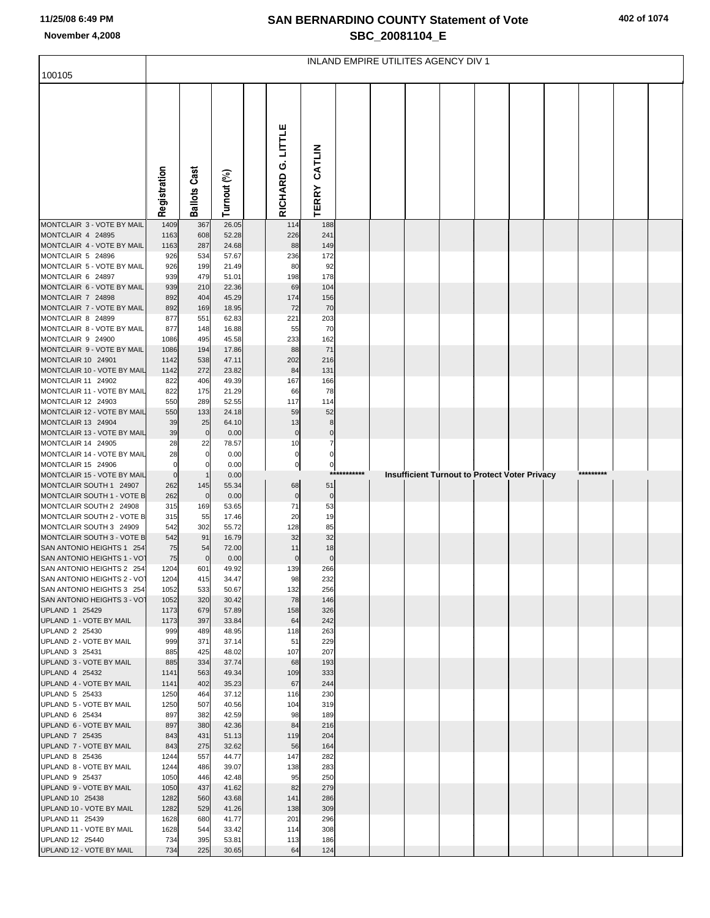# SAN BERNARDINO COUNTY Statement of Vote
## SBC_20081104_E

INLAND EMPIRE UTILITES AGENCY DIV 1

| 100105 | Registration | Ballots Cast | Turnout (%) | | RICHARD G. LITTLE | TERRY CATLIN |
|---|---|---|---|---|---|---|
| MONTCLAIR 3 - VOTE BY MAIL | 1409 | 367 | 26.05 | | 114 | 188 |
| MONTCLAIR 4 24895 | 1163 | 608 | 52.28 | | 226 | 241 |
| MONTCLAIR 4 - VOTE BY MAIL | 1163 | 287 | 24.68 | | 88 | 149 |
| MONTCLAIR 5 24896 | 926 | 534 | 57.67 | | 236 | 172 |
| MONTCLAIR 5 - VOTE BY MAIL | 926 | 199 | 21.49 | | 80 | 92 |
| MONTCLAIR 6 24897 | 939 | 479 | 51.01 | | 198 | 178 |
| MONTCLAIR 6 - VOTE BY MAIL | 939 | 210 | 22.36 | | 69 | 104 |
| MONTCLAIR 7 24898 | 892 | 404 | 45.29 | | 174 | 156 |
| MONTCLAIR 7 - VOTE BY MAIL | 892 | 169 | 18.95 | | 72 | 70 |
| MONTCLAIR 8 24899 | 877 | 551 | 62.83 | | 221 | 203 |
| MONTCLAIR 8 - VOTE BY MAIL | 877 | 148 | 16.88 | | 55 | 70 |
| MONTCLAIR 9 24900 | 1086 | 495 | 45.58 | | 233 | 162 |
| MONTCLAIR 9 - VOTE BY MAIL | 1086 | 194 | 17.86 | | 88 | 71 |
| MONTCLAIR 10 24901 | 1142 | 538 | 47.11 | | 202 | 216 |
| MONTCLAIR 10 - VOTE BY MAIL | 1142 | 272 | 23.82 | | 84 | 131 |
| MONTCLAIR 11 24902 | 822 | 406 | 49.39 | | 167 | 166 |
| MONTCLAIR 11 - VOTE BY MAIL | 822 | 175 | 21.29 | | 66 | 78 |
| MONTCLAIR 12 24903 | 550 | 289 | 52.55 | | 117 | 114 |
| MONTCLAIR 12 - VOTE BY MAIL | 550 | 133 | 24.18 | | 59 | 52 |
| MONTCLAIR 13 24904 | 39 | 25 | 64.10 | | 13 | 8 |
| MONTCLAIR 13 - VOTE BY MAIL | 39 | 0 | 0.00 | | 0 | 0 |
| MONTCLAIR 14 24905 | 28 | 22 | 78.57 | | 10 | 7 |
| MONTCLAIR 14 - VOTE BY MAIL | 28 | 0 | 0.00 | | 0 | 0 |
| MONTCLAIR 15 24906 | 0 | 0 | 0.00 | | 0 | 0 |
| MONTCLAIR 15 - VOTE BY MAIL | 0 | 1 | 0.00 | | *********** Insufficient Turnout to Protect Voter Privacy ********* | |
| MONTCLAIR SOUTH 1 24907 | 262 | 145 | 55.34 | | 68 | 51 |
| MONTCLAIR SOUTH 1 - VOTE B | 262 | 0 | 0.00 | | 0 | 0 |
| MONTCLAIR SOUTH 2 24908 | 315 | 169 | 53.65 | | 71 | 53 |
| MONTCLAIR SOUTH 2 - VOTE B | 315 | 55 | 17.46 | | 20 | 19 |
| MONTCLAIR SOUTH 3 24909 | 542 | 302 | 55.72 | | 128 | 85 |
| MONTCLAIR SOUTH 3 - VOTE B | 542 | 91 | 16.79 | | 32 | 32 |
| SAN ANTONIO HEIGHTS 1 254 | 75 | 54 | 72.00 | | 11 | 18 |
| SAN ANTONIO HEIGHTS 1 - VOT | 75 | 0 | 0.00 | | 0 | 0 |
| SAN ANTONIO HEIGHTS 2 254 | 1204 | 601 | 49.92 | | 139 | 266 |
| SAN ANTONIO HEIGHTS 2 - VOT | 1204 | 415 | 34.47 | | 98 | 232 |
| SAN ANTONIO HEIGHTS 3 254 | 1052 | 533 | 50.67 | | 132 | 256 |
| SAN ANTONIO HEIGHTS 3 - VOT | 1052 | 320 | 30.42 | | 78 | 146 |
| UPLAND 1 25429 | 1173 | 679 | 57.89 | | 158 | 326 |
| UPLAND 1 - VOTE BY MAIL | 1173 | 397 | 33.84 | | 64 | 242 |
| UPLAND 2 25430 | 999 | 489 | 48.95 | | 118 | 263 |
| UPLAND 2 - VOTE BY MAIL | 999 | 371 | 37.14 | | 51 | 229 |
| UPLAND 3 25431 | 885 | 425 | 48.02 | | 107 | 207 |
| UPLAND 3 - VOTE BY MAIL | 885 | 334 | 37.74 | | 68 | 193 |
| UPLAND 4 25432 | 1141 | 563 | 49.34 | | 109 | 333 |
| UPLAND 4 - VOTE BY MAIL | 1141 | 402 | 35.23 | | 67 | 244 |
| UPLAND 5 25433 | 1250 | 464 | 37.12 | | 116 | 230 |
| UPLAND 5 - VOTE BY MAIL | 1250 | 507 | 40.56 | | 104 | 319 |
| UPLAND 6 25434 | 897 | 382 | 42.59 | | 98 | 189 |
| UPLAND 6 - VOTE BY MAIL | 897 | 380 | 42.36 | | 84 | 216 |
| UPLAND 7 25435 | 843 | 431 | 51.13 | | 119 | 204 |
| UPLAND 7 - VOTE BY MAIL | 843 | 275 | 32.62 | | 56 | 164 |
| UPLAND 8 25436 | 1244 | 557 | 44.77 | | 147 | 282 |
| UPLAND 8 - VOTE BY MAIL | 1244 | 486 | 39.07 | | 138 | 283 |
| UPLAND 9 25437 | 1050 | 446 | 42.48 | | 95 | 250 |
| UPLAND 9 - VOTE BY MAIL | 1050 | 437 | 41.62 | | 82 | 279 |
| UPLAND 10 25438 | 1282 | 560 | 43.68 | | 141 | 286 |
| UPLAND 10 - VOTE BY MAIL | 1282 | 529 | 41.26 | | 138 | 309 |
| UPLAND 11 25439 | 1628 | 680 | 41.77 | | 201 | 296 |
| UPLAND 11 - VOTE BY MAIL | 1628 | 544 | 33.42 | | 114 | 308 |
| UPLAND 12 25440 | 734 | 395 | 53.81 | | 113 | 186 |
| UPLAND 12 - VOTE BY MAIL | 734 | 225 | 30.65 | | 64 | 124 |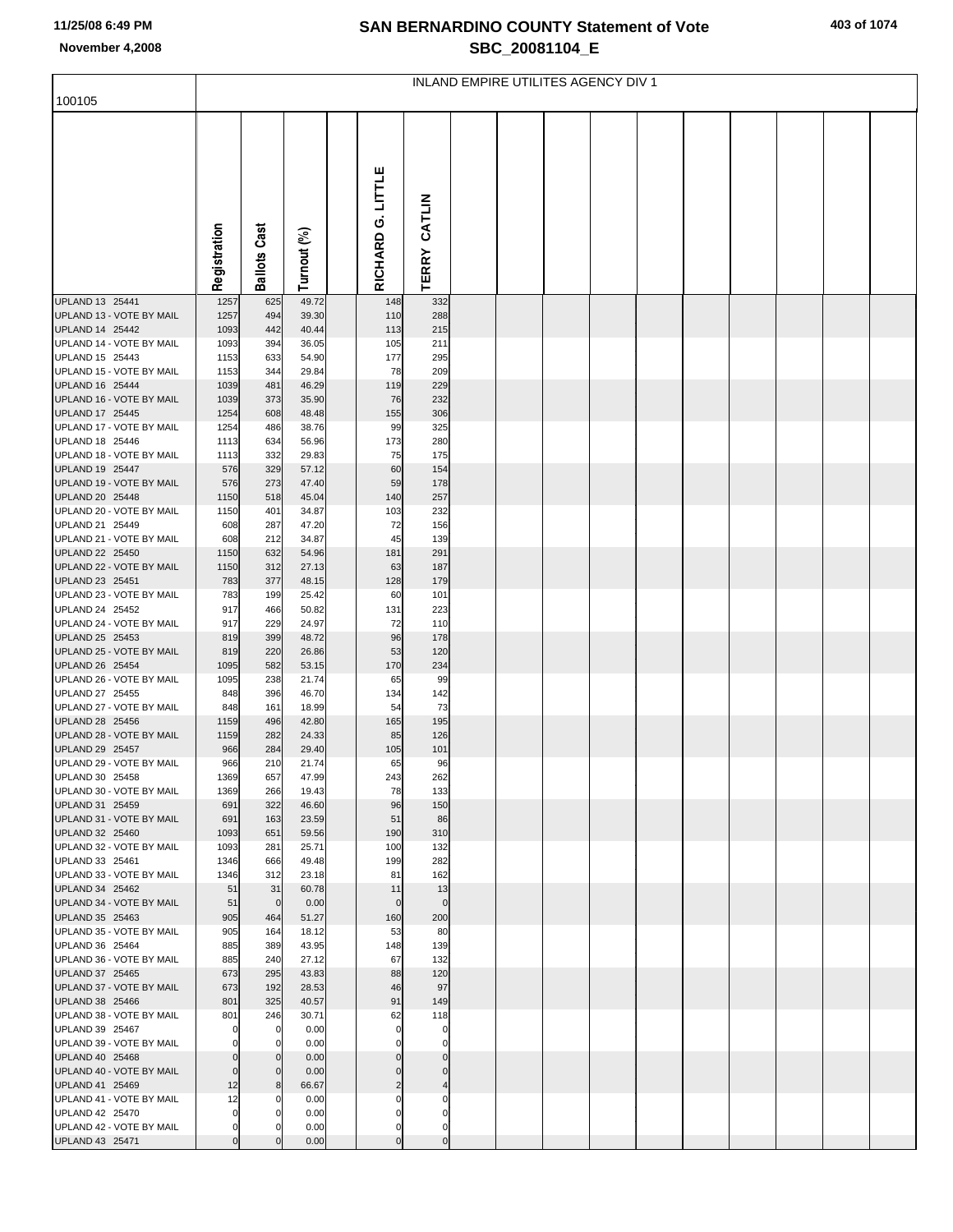# SAN BERNARDINO COUNTY Statement of Vote

## SBC_20081104_E

November 4,2008

INLAND EMPIRE UTILITES AGENCY DIV 1

| 100105 | Registration | Ballots Cast | Turnout (%) | RICHARD G. LITTLE | TERRY CATLIN |
|---|---|---|---|---|---|
| UPLAND 13 25441 | 1257 | 625 | 49.72 | 148 | 332 |
| UPLAND 13 - VOTE BY MAIL | 1257 | 494 | 39.30 | 110 | 288 |
| UPLAND 14 25442 | 1093 | 442 | 40.44 | 113 | 215 |
| UPLAND 14 - VOTE BY MAIL | 1093 | 394 | 36.05 | 105 | 211 |
| UPLAND 15 25443 | 1153 | 633 | 54.90 | 177 | 295 |
| UPLAND 15 - VOTE BY MAIL | 1153 | 344 | 29.84 | 78 | 209 |
| UPLAND 16 25444 | 1039 | 481 | 46.29 | 119 | 229 |
| UPLAND 16 - VOTE BY MAIL | 1039 | 373 | 35.90 | 76 | 232 |
| UPLAND 17 25445 | 1254 | 608 | 48.48 | 155 | 306 |
| UPLAND 17 - VOTE BY MAIL | 1254 | 486 | 38.76 | 99 | 325 |
| UPLAND 18 25446 | 1113 | 634 | 56.96 | 173 | 280 |
| UPLAND 18 - VOTE BY MAIL | 1113 | 332 | 29.83 | 75 | 175 |
| UPLAND 19 25447 | 576 | 329 | 57.12 | 60 | 154 |
| UPLAND 19 - VOTE BY MAIL | 576 | 273 | 47.40 | 59 | 178 |
| UPLAND 20 25448 | 1150 | 518 | 45.04 | 140 | 257 |
| UPLAND 20 - VOTE BY MAIL | 1150 | 401 | 34.87 | 103 | 232 |
| UPLAND 21 25449 | 608 | 287 | 47.20 | 72 | 156 |
| UPLAND 21 - VOTE BY MAIL | 608 | 212 | 34.87 | 45 | 139 |
| UPLAND 22 25450 | 1150 | 632 | 54.96 | 181 | 291 |
| UPLAND 22 - VOTE BY MAIL | 1150 | 312 | 27.13 | 63 | 187 |
| UPLAND 23 25451 | 783 | 377 | 48.15 | 128 | 179 |
| UPLAND 23 - VOTE BY MAIL | 783 | 199 | 25.42 | 60 | 101 |
| UPLAND 24 25452 | 917 | 466 | 50.82 | 131 | 223 |
| UPLAND 24 - VOTE BY MAIL | 917 | 229 | 24.97 | 72 | 110 |
| UPLAND 25 25453 | 819 | 399 | 48.72 | 96 | 178 |
| UPLAND 25 - VOTE BY MAIL | 819 | 220 | 26.86 | 53 | 120 |
| UPLAND 26 25454 | 1095 | 582 | 53.15 | 170 | 234 |
| UPLAND 26 - VOTE BY MAIL | 1095 | 238 | 21.74 | 65 | 99 |
| UPLAND 27 25455 | 848 | 396 | 46.70 | 134 | 142 |
| UPLAND 27 - VOTE BY MAIL | 848 | 161 | 18.99 | 54 | 73 |
| UPLAND 28 25456 | 1159 | 496 | 42.80 | 165 | 195 |
| UPLAND 28 - VOTE BY MAIL | 1159 | 282 | 24.33 | 85 | 126 |
| UPLAND 29 25457 | 966 | 284 | 29.40 | 105 | 101 |
| UPLAND 29 - VOTE BY MAIL | 966 | 210 | 21.74 | 65 | 96 |
| UPLAND 30 25458 | 1369 | 657 | 47.99 | 243 | 262 |
| UPLAND 30 - VOTE BY MAIL | 1369 | 266 | 19.43 | 78 | 133 |
| UPLAND 31 25459 | 691 | 322 | 46.60 | 96 | 150 |
| UPLAND 31 - VOTE BY MAIL | 691 | 163 | 23.59 | 51 | 86 |
| UPLAND 32 25460 | 1093 | 651 | 59.56 | 190 | 310 |
| UPLAND 32 - VOTE BY MAIL | 1093 | 281 | 25.71 | 100 | 132 |
| UPLAND 33 25461 | 1346 | 666 | 49.48 | 199 | 282 |
| UPLAND 33 - VOTE BY MAIL | 1346 | 312 | 23.18 | 81 | 162 |
| UPLAND 34 25462 | 51 | 31 | 60.78 | 11 | 13 |
| UPLAND 34 - VOTE BY MAIL | 51 | 0 | 0.00 | 0 | 0 |
| UPLAND 35 25463 | 905 | 464 | 51.27 | 160 | 200 |
| UPLAND 35 - VOTE BY MAIL | 905 | 164 | 18.12 | 53 | 80 |
| UPLAND 36 25464 | 885 | 389 | 43.95 | 148 | 139 |
| UPLAND 36 - VOTE BY MAIL | 885 | 240 | 27.12 | 67 | 132 |
| UPLAND 37 25465 | 673 | 295 | 43.83 | 88 | 120 |
| UPLAND 37 - VOTE BY MAIL | 673 | 192 | 28.53 | 46 | 97 |
| UPLAND 38 25466 | 801 | 325 | 40.57 | 91 | 149 |
| UPLAND 38 - VOTE BY MAIL | 801 | 246 | 30.71 | 62 | 118 |
| UPLAND 39 25467 | 0 | 0 | 0.00 | 0 | 0 |
| UPLAND 39 - VOTE BY MAIL | 0 | 0 | 0.00 | 0 | 0 |
| UPLAND 40 25468 | 0 | 0 | 0.00 | 0 | 0 |
| UPLAND 40 - VOTE BY MAIL | 0 | 0 | 0.00 | 0 | 0 |
| UPLAND 41 25469 | 12 | 8 | 66.67 | 2 | 4 |
| UPLAND 41 - VOTE BY MAIL | 12 | 0 | 0.00 | 0 | 0 |
| UPLAND 42 25470 | 0 | 0 | 0.00 | 0 | 0 |
| UPLAND 42 - VOTE BY MAIL | 0 | 0 | 0.00 | 0 | 0 |
| UPLAND 43 25471 | 0 | 0 | 0.00 | 0 | 0 |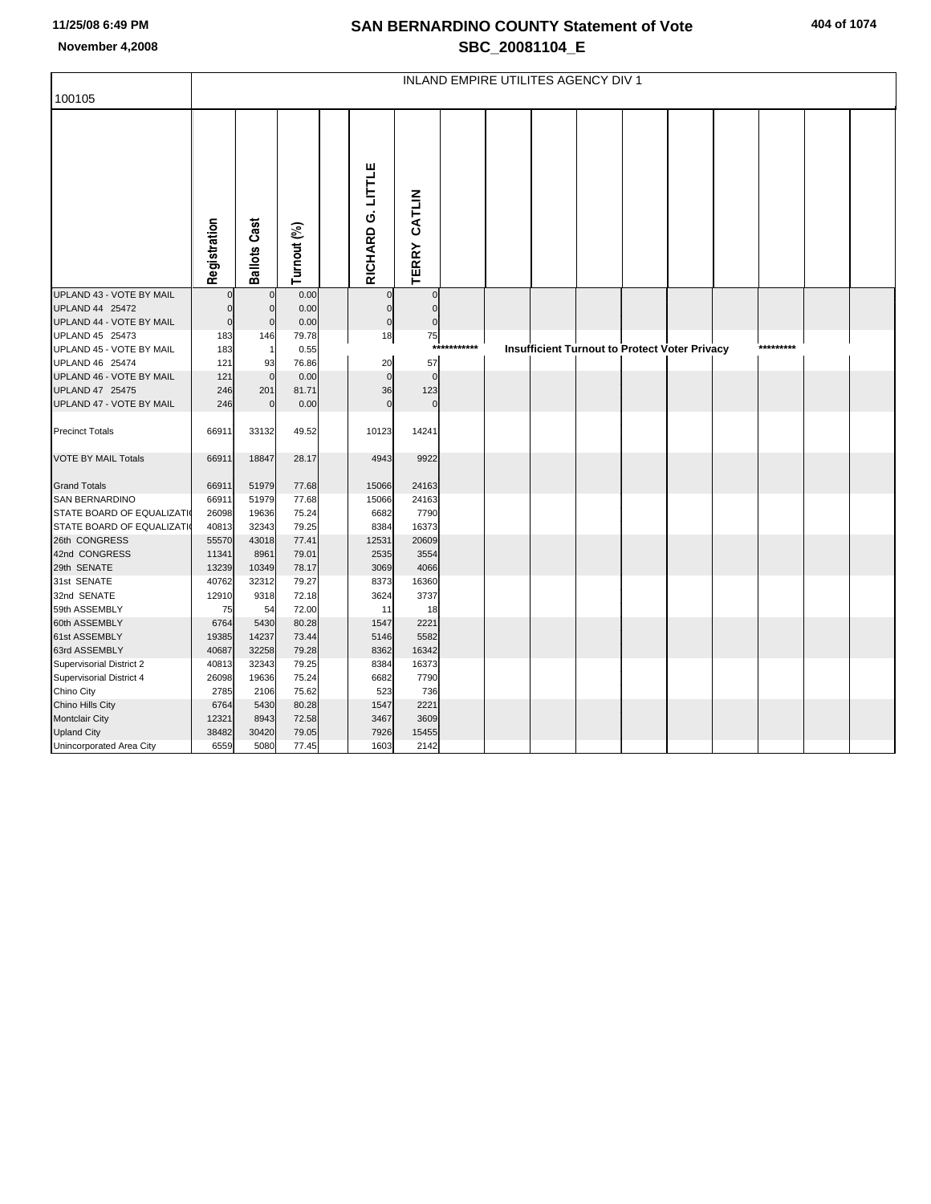# SAN BERNARDINO COUNTY Statement of Vote

## SBC_20081104_E

November 4,2008

| 100105 | INLAND EMPIRE UTILITES AGENCY DIV 1 | | | | | |
|---|---|---|---|---|---|---|
| | Registration | Ballots Cast | Turnout (%) | | RICHARD G. LITTLE | TERRY CATLIN |
| UPLAND 43 - VOTE BY MAIL | 0 | 0 | 0.00 | | 0 | 0 |
| UPLAND 44 25472 | 0 | 0 | 0.00 | | 0 | 0 |
| UPLAND 44 - VOTE BY MAIL | 0 | 0 | 0.00 | | 0 | 0 |
| UPLAND 45 25473 | 183 | 146 | 79.78 | | 18 | 75 |
| UPLAND 45 - VOTE BY MAIL | 183 | 1 | 0.55 | | *********** Insufficient Turnout to Protect Voter Privacy ********* | |
| UPLAND 46 25474 | 121 | 93 | 76.86 | | 20 | 57 |
| UPLAND 46 - VOTE BY MAIL | 121 | 0 | 0.00 | | 0 | 0 |
| UPLAND 47 25475 | 246 | 201 | 81.71 | | 36 | 123 |
| UPLAND 47 - VOTE BY MAIL | 246 | 0 | 0.00 | | 0 | 0 |
| Precinct Totals | 66911 | 33132 | 49.52 | | 10123 | 14241 |
| VOTE BY MAIL Totals | 66911 | 18847 | 28.17 | | 4943 | 9922 |
| Grand Totals | 66911 | 51979 | 77.68 | | 15066 | 24163 |
| SAN BERNARDINO | 66911 | 51979 | 77.68 | | 15066 | 24163 |
| STATE BOARD OF EQUALIZATI | 26098 | 19636 | 75.24 | | 6682 | 7790 |
| STATE BOARD OF EQUALIZATI | 40813 | 32343 | 79.25 | | 8384 | 16373 |
| 26th CONGRESS | 55570 | 43018 | 77.41 | | 12531 | 20609 |
| 42nd CONGRESS | 11341 | 8961 | 79.01 | | 2535 | 3554 |
| 29th SENATE | 13239 | 10349 | 78.17 | | 3069 | 4066 |
| 31st SENATE | 40762 | 32312 | 79.27 | | 8373 | 16360 |
| 32nd SENATE | 12910 | 9318 | 72.18 | | 3624 | 3737 |
| 59th ASSEMBLY | 75 | 54 | 72.00 | | 11 | 18 |
| 60th ASSEMBLY | 6764 | 5430 | 80.28 | | 1547 | 2221 |
| 61st ASSEMBLY | 19385 | 14237 | 73.44 | | 5146 | 5582 |
| 63rd ASSEMBLY | 40687 | 32258 | 79.28 | | 8362 | 16342 |
| Supervisorial District 2 | 40813 | 32343 | 79.25 | | 8384 | 16373 |
| Supervisorial District 4 | 26098 | 19636 | 75.24 | | 6682 | 7790 |
| Chino City | 2785 | 2106 | 75.62 | | 523 | 736 |
| Chino Hills City | 6764 | 5430 | 80.28 | | 1547 | 2221 |
| Montclair City | 12321 | 8943 | 72.58 | | 3467 | 3609 |
| Upland City | 38482 | 30420 | 79.05 | | 7926 | 15455 |
| Unincorporated Area City | 6559 | 5080 | 77.45 | | 1603 | 2142 |